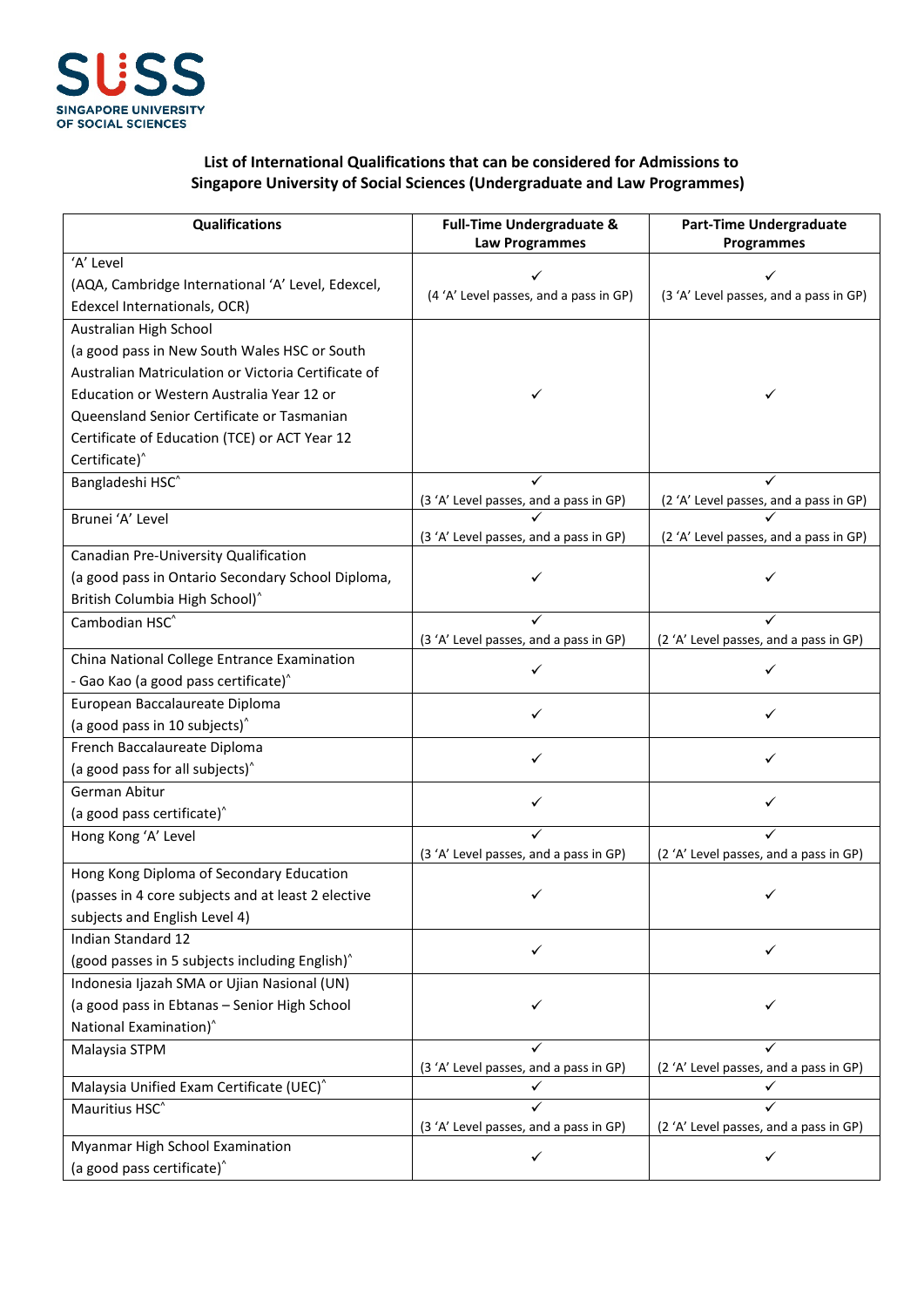SUSS
SINGAPORE UNIVERSITY OF SOCIAL SCIENCES

**List of International Qualifications that can be considered for Admissions to Singapore University of Social Sciences (Undergraduate and Law Programmes)**

| Qualifications | Full-Time Undergraduate & Law Programmes | Part-Time Undergraduate Programmes |
|---|---|---|
| 'A' Level (AQA, Cambridge International 'A' Level, Edexcel, Edexcel Internationals, OCR) | ✓ (4 'A' Level passes, and a pass in GP) | ✓ (3 'A' Level passes, and a pass in GP) |
| Australian High School (a good pass in New South Wales HSC or South Australian Matriculation or Victoria Certificate of Education or Western Australia Year 12 or Queensland Senior Certificate or Tasmanian Certificate of Education (TCE) or ACT Year 12 Certificate)^ | ✓ | ✓ |
| Bangladeshi HSC^ | ✓ (3 'A' Level passes, and a pass in GP) | ✓ (2 'A' Level passes, and a pass in GP) |
| Brunei 'A' Level | ✓ (3 'A' Level passes, and a pass in GP) | ✓ (2 'A' Level passes, and a pass in GP) |
| Canadian Pre-University Qualification (a good pass in Ontario Secondary School Diploma, British Columbia High School)^ | ✓ | ✓ |
| Cambodian HSC^ | ✓ (3 'A' Level passes, and a pass in GP) | ✓ (2 'A' Level passes, and a pass in GP) |
| China National College Entrance Examination - Gao Kao (a good pass certificate)^ | ✓ | ✓ |
| European Baccalaureate Diploma (a good pass in 10 subjects)^ | ✓ | ✓ |
| French Baccalaureate Diploma (a good pass for all subjects)^ | ✓ | ✓ |
| German Abitur (a good pass certificate)^ | ✓ | ✓ |
| Hong Kong 'A' Level | ✓ (3 'A' Level passes, and a pass in GP) | ✓ (2 'A' Level passes, and a pass in GP) |
| Hong Kong Diploma of Secondary Education (passes in 4 core subjects and at least 2 elective subjects and English Level 4) | ✓ | ✓ |
| Indian Standard 12 (good passes in 5 subjects including English)^ | ✓ | ✓ |
| Indonesia Ijazah SMA or Ujian Nasional (UN) (a good pass in Ebtanas – Senior High School National Examination)^ | ✓ | ✓ |
| Malaysia STPM | ✓ (3 'A' Level passes, and a pass in GP) | ✓ (2 'A' Level passes, and a pass in GP) |
| Malaysia Unified Exam Certificate (UEC)^ | ✓ | ✓ |
| Mauritius HSC^ | ✓ (3 'A' Level passes, and a pass in GP) | ✓ (2 'A' Level passes, and a pass in GP) |
| Myanmar High School Examination (a good pass certificate)^ | ✓ | ✓ |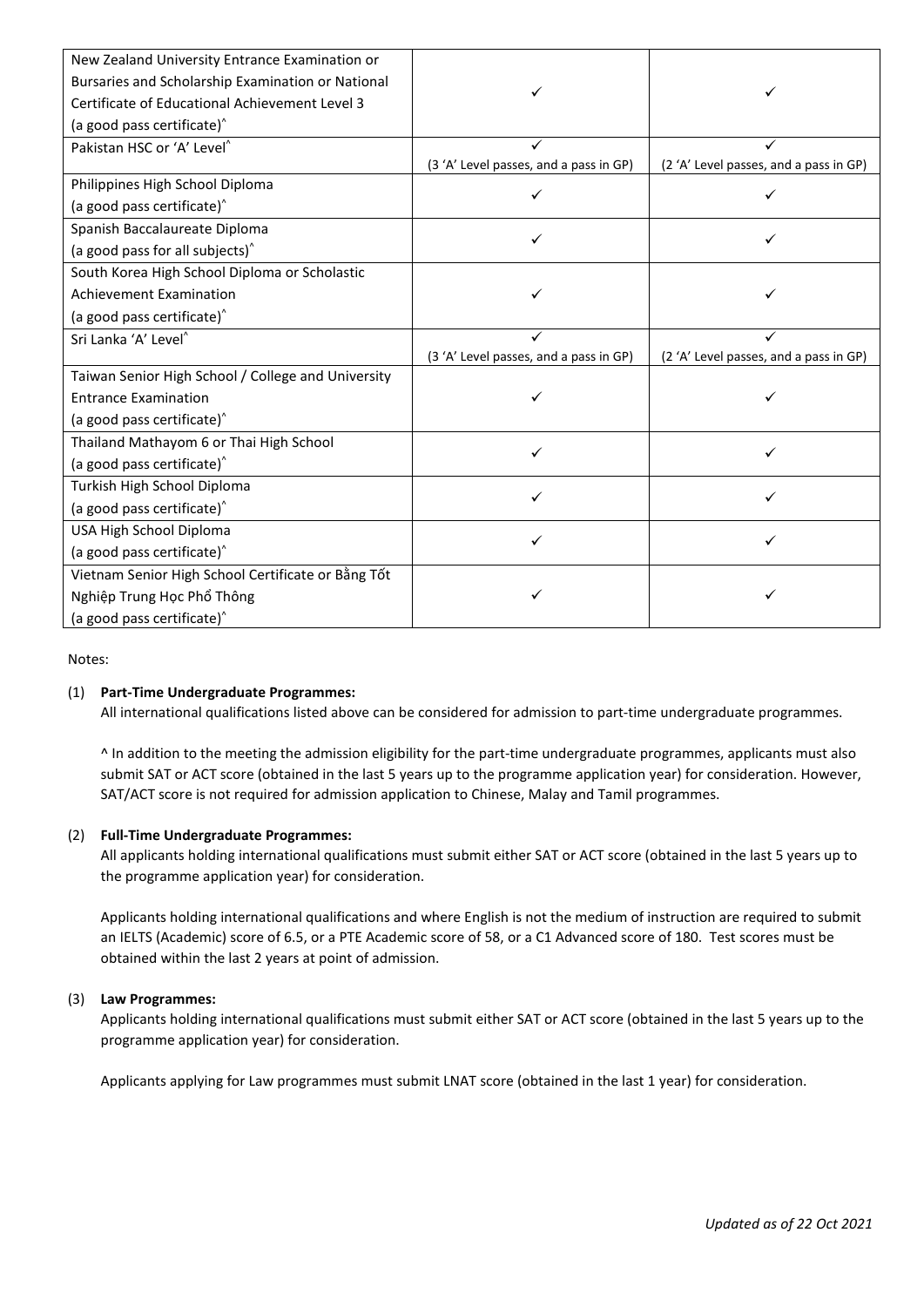| | | |
|---|---|---|
| New Zealand University Entrance Examination or Bursaries and Scholarship Examination or National Certificate of Educational Achievement Level 3 (a good pass certificate)^ | ✓ | ✓ |
| Pakistan HSC or 'A' Level^ | ✓ (3 'A' Level passes, and a pass in GP) | ✓ (2 'A' Level passes, and a pass in GP) |
| Philippines High School Diploma (a good pass certificate)^ | ✓ | ✓ |
| Spanish Baccalaureate Diploma (a good pass for all subjects)^ | ✓ | ✓ |
| South Korea High School Diploma or Scholastic Achievement Examination (a good pass certificate)^ | ✓ | ✓ |
| Sri Lanka 'A' Level^ | ✓ (3 'A' Level passes, and a pass in GP) | ✓ (2 'A' Level passes, and a pass in GP) |
| Taiwan Senior High School / College and University Entrance Examination (a good pass certificate)^ | ✓ | ✓ |
| Thailand Mathayom 6 or Thai High School (a good pass certificate)^ | ✓ | ✓ |
| Turkish High School Diploma (a good pass certificate)^ | ✓ | ✓ |
| USA High School Diploma (a good pass certificate)^ | ✓ | ✓ |
| Vietnam Senior High School Certificate or Bằng Tốt Nghiệp Trung Học Phổ Thông (a good pass certificate)^ | ✓ | ✓ |

Notes:

(1) **Part-Time Undergraduate Programmes:**
All international qualifications listed above can be considered for admission to part-time undergraduate programmes.

^ In addition to the meeting the admission eligibility for the part-time undergraduate programmes, applicants must also submit SAT or ACT score (obtained in the last 5 years up to the programme application year) for consideration. However, SAT/ACT score is not required for admission application to Chinese, Malay and Tamil programmes.

(2) **Full-Time Undergraduate Programmes:**
All applicants holding international qualifications must submit either SAT or ACT score (obtained in the last 5 years up to the programme application year) for consideration.

Applicants holding international qualifications and where English is not the medium of instruction are required to submit an IELTS (Academic) score of 6.5, or a PTE Academic score of 58, or a C1 Advanced score of 180. Test scores must be obtained within the last 2 years at point of admission.

(3) **Law Programmes:**
Applicants holding international qualifications must submit either SAT or ACT score (obtained in the last 5 years up to the programme application year) for consideration.

Applicants applying for Law programmes must submit LNAT score (obtained in the last 1 year) for consideration.

*Updated as of 22 Oct 2021*